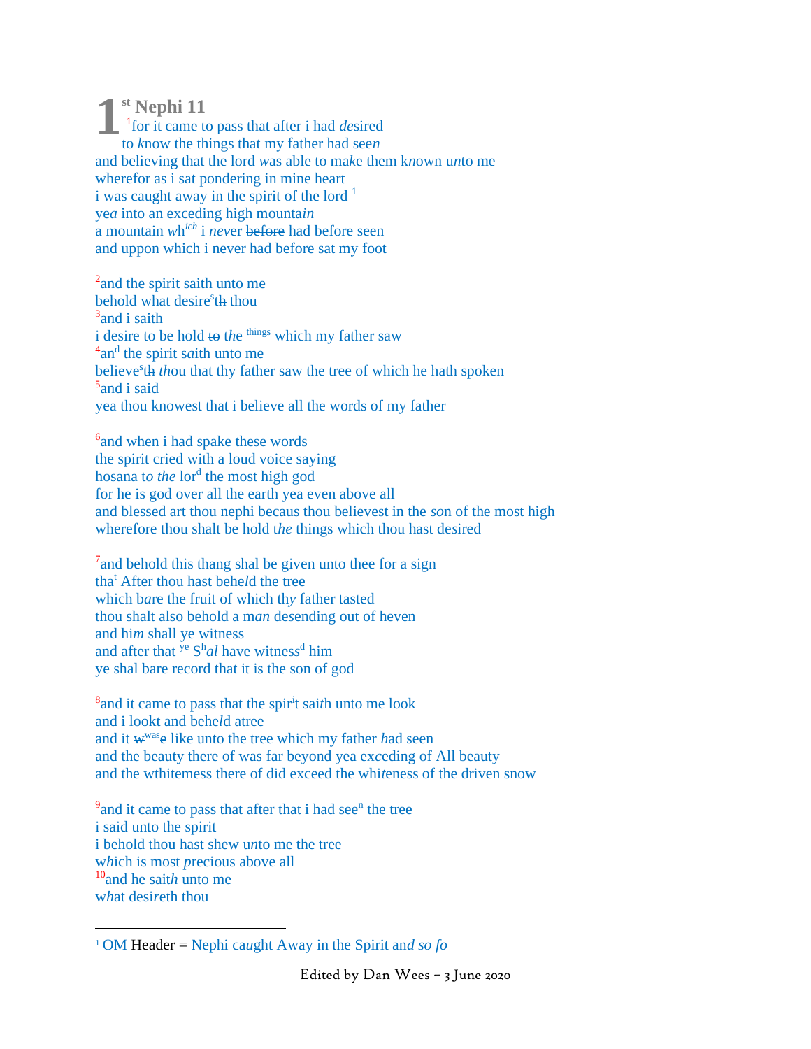# 1st Nephi 11

[1]for it came to pass that after i had *de*sired
to *k*now the things that my father had see*n*
and believing that the lord *w*as able to ma*k*e them k*n*own u*n*to me
wherefor as i sat pondering in mine heart
i was caught away in the spirit of the lord [1]
ye*a* into an exceding high mounta*in*
a mountain *wh*[ich] i *nev*er ~~before~~ had before seen
and uppon which i never had before sat my foot

[2]and the spirit saith unto me
behold what desire[s]~~th~~ thou
[3]and i saith
i desire to be hold ~~to~~ *the* [things] which my father saw
[4]an[d] the spirit s*a*ith unto me
believe[s]~~th~~ *th*ou that thy father saw the tree of which he hath spoken
[5]and i said
yea thou knowest that i believe all the words of my father

[6]and when i had spake these words
the spirit cried with a loud voice saying
hosana t*o the* lor[d] the most high god
for he is god over all the earth yea even above all
and blessed art thou nephi becaus thou believest in the *s*on of the most high
wherefore thou shalt be hold t*he* things which thou hast desired

[7]and behold this thang shal be given unto thee for a sign
tha[t] After thou hast behe*l*d the tree
which b*a*re the fruit of which th*y* father tasted
thou shalt also behold a m*an* desending out of heven
and hi*m* shall ye witness
and after that [ye] S[h]*al* have witness[d] him
ye shal bare record that it is the son of god

[8]and it came to pass that the spir[i]t sai*t*h unto me look
and i lookt and behe*l*d atree
and it ~~w~~[was]**e** like unto the tree which my father *h*ad seen
and the beauty there of was far beyond yea ex*c*eding of All beauty
and the wthitemess there of did exceed the whi*t*eness of the driven snow

[9]and it came to pass that after that i had see[n] the tree
i said unto the spirit
i behold thou hast shew u*n*to me the tree
w*h*ich is most *p*recious above all
[10]and he sai*th* unto me
w*h*at desi*r*eth thou

---

[1] OM Header = Nephi ca*u*ght Away in the Spirit an*d so fo*

Edited by Dan Wees – 3 June 2020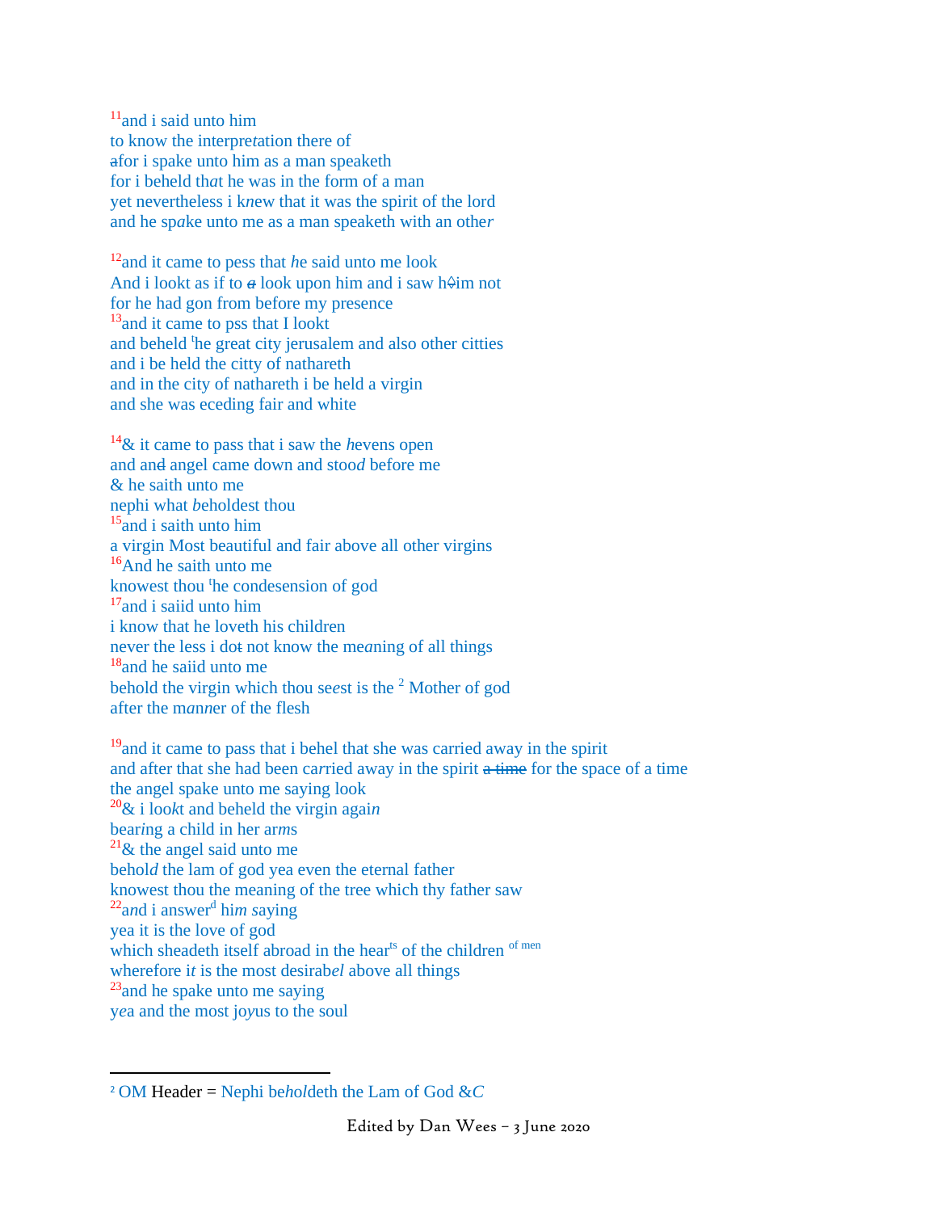[11]and i said unto him
to know the interpre*t*ation there of
~~a~~for i spake unto him as a man speaketh
for i beheld th*a*t he was in the form of a man
yet nevertheless i k*n*ew that it was the spirit of the lord
and he sp*a*ke unto me as a man speaketh with an othe*r*

[12]and it came to pess that *h*e said unto me look
And i lookt as if to ~~*a*~~ look upon him and i saw h^im not
for he had gon from before my presence
[13]and it came to pss that I lookt
and beheld [t]he great city jerusalem and also other citties
and i be held the citty of nathareth
and in the city of nathareth i be held a virgin
and she was eceding fair and white

[14]& it came to pass that i saw the *h*evens open
and an~~d~~ angel came down and stoo*d* before me
& he saith unto me
nephi what *b*eholdest thou
[15]and i saith unto him
a virgin Most beautiful and fair above all other virgins
[16]And he saith unto me
knowest thou [t]he condesension of god
[17]and i saiid unto him
i know that he loveth his children
never the less i do~~t~~ not know the me*a*ning of all things
[18]and he saiid unto me
behold the virgin which thou se*e*st is the [2] Mother of god
after the m*ann*er of the flesh

[19]and it came to pass that i behel that she was carried away in the spirit
and after that she had been ca*r*ried away in the spirit ~~a time~~ for the space of a time
the angel spake unto me saying look
[20]& i loo*k*t and beheld the virgin agai*n*
bea*ri*ng a child in her ar*m*s
[21]& the angel said unto me
behol*d* the lam of god yea even the eternal father
knowest thou the meaning of the tree which thy father saw
[22]*a*nd i answer[d] hi*m s*aying
yea it is the love of god
which sheadeth itself abroad in the hear[ts] of the children [of men]
wherefore i*t* is the most desirab*el* above all things
[23]and he spake unto me saying
*y*ea and the most jo*y*us to the soul

---

[2] OM Header = Nephi be*hol*deth the Lam of God &*C*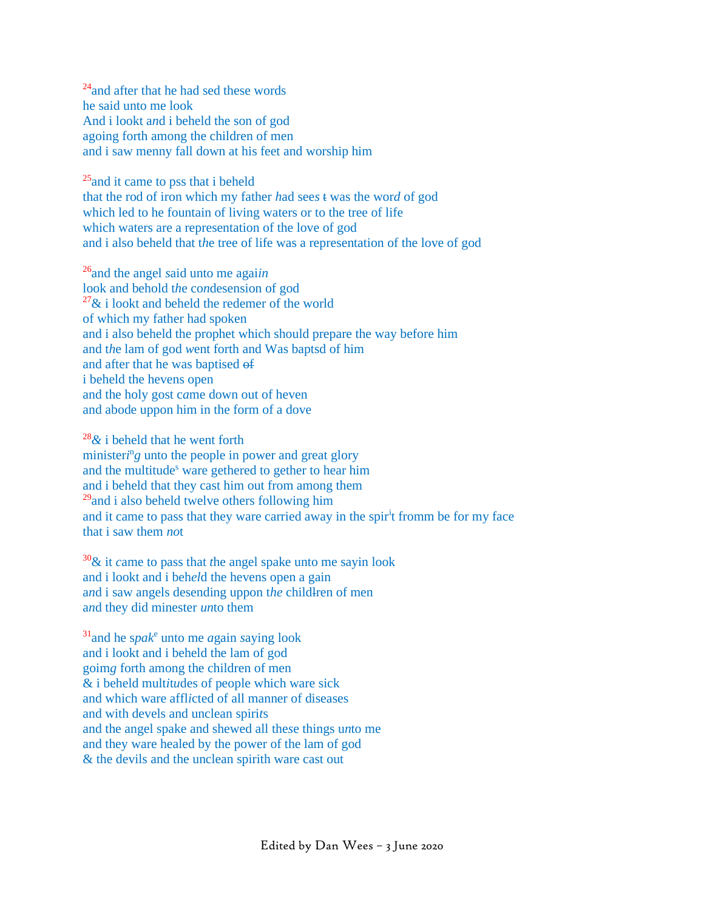[24]and after that he had sed these words
he said unto me look
And i lookt a*nd* i beheld the son of god
agoing forth among the children of men
and i saw menny fall down at his feet and worship him

[25]and it came to pss that i beheld
that the rod of iron which my father *h*ad see*s* ~~t~~ was the wor*d* of god
which led to he fountain of living waters or to the tree of life
which waters are a representation of the love of god
and i also beheld that t*h*e tree of life was a representation of the love of god

[26]and the angel *s*aid unto me agai*in*
look and behold t*h*e co*n*desension of god
[27]& i lookt and beheld the redemer of the world
of which my father had spoken
and i also beheld the prophet which should prepare the way before him
and t*h*e lam of god *w*ent forth and Was baptsd of him
and after that he was baptised ~~of~~
i beheld the hevens open
and the holy gost *ca*me down out of heven
and abode uppon him in the form of a dove

[28]*&* i beheld that he went forth
minister*i*[n]*g* unto the people in power and great glory
and the multitude[s] ware gethered to gether to hear him
and i beheld that they cast him out from among them
[29]and i also beheld twelve others following him
and it came to pass that they ware carried away in the spir[i]t fromm be for my face
that i saw them *no*t

[30]& it *c*ame to pass that *t*he angel spake unto me sayin look
and i lookt and i beh*el*d the hevens open a gain
a*n*d i saw angels desending uppon t*he* child~~l~~ren of men
a*n*d they did minester *un*to them

[31]and he s*pak*[e] unto me *a*gain saying look
and i lookt and i beheld the lam of god
goim*g* forth among the children of men
& i beheld mult*itu*des of people which ware sick
and which ware affl*i*cted of all manner of diseases
and with devels and unclean spiri*t*s
and the angel spake and shewed all the*s*e things u*n*to me
and they ware healed by the power of the lam of god
& the devils and the unclean spirith ware cast out

Edited by Dan Wees – 3 June 2020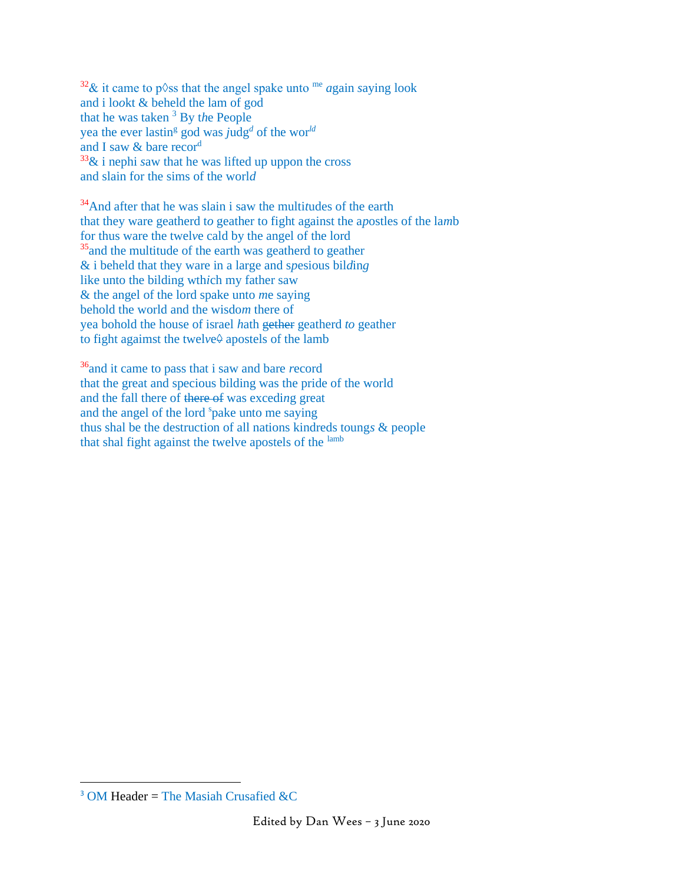[32]& it came to p◊ss that the angel spake unto [me] *a*gain *s*aying look
and i lo*o*kt & beheld the lam of god
that he was taken [3] By t*h*e People
yea the ever lastin[g] god was *j*udg[*d*] of the wor[*ld*]
and I saw & bare recor[d]
[33]& i nephi *s*aw that he was lifted up uppon the cross
and slain for the sims of the worl*d*

[34]And after that he was slain i saw the multi*t*udes of the earth
that they ware geatherd t*o* geather to fight against the a*p*ostles of the la*m*b
for thus ware the twel*v*e cald by the angel of the lord
[35]and the multitude of the earth was geatherd to geather
& i beheld that they ware in a large and s*p*esious bil*d*in*g*
like unto the bilding wth*i*ch my father saw
& the angel of the lord spake unto *m*e saying
behold the world and the wisdo*m* there of
yea bohold the house of israel *h*ath ~~gether~~ geatherd *to* geather
to fight agaimst the twel*ve*◊ apostels of the lamb

[36]and it came to pass that i saw and bare *r*ecord
that the great and specious bilding was the pride of the world
and the fall there of ~~there of~~ was exced*i*ng great
and the angel of the lord [s]pake unto me saying
thus shal be the destruction of all nations kindreds toung*s* & people
that shal fight against the twelve apostels of the [lamb]

---

[3] OM Header = The Masiah Crusafied &C

Edited by Dan Wees – 3 June 2020